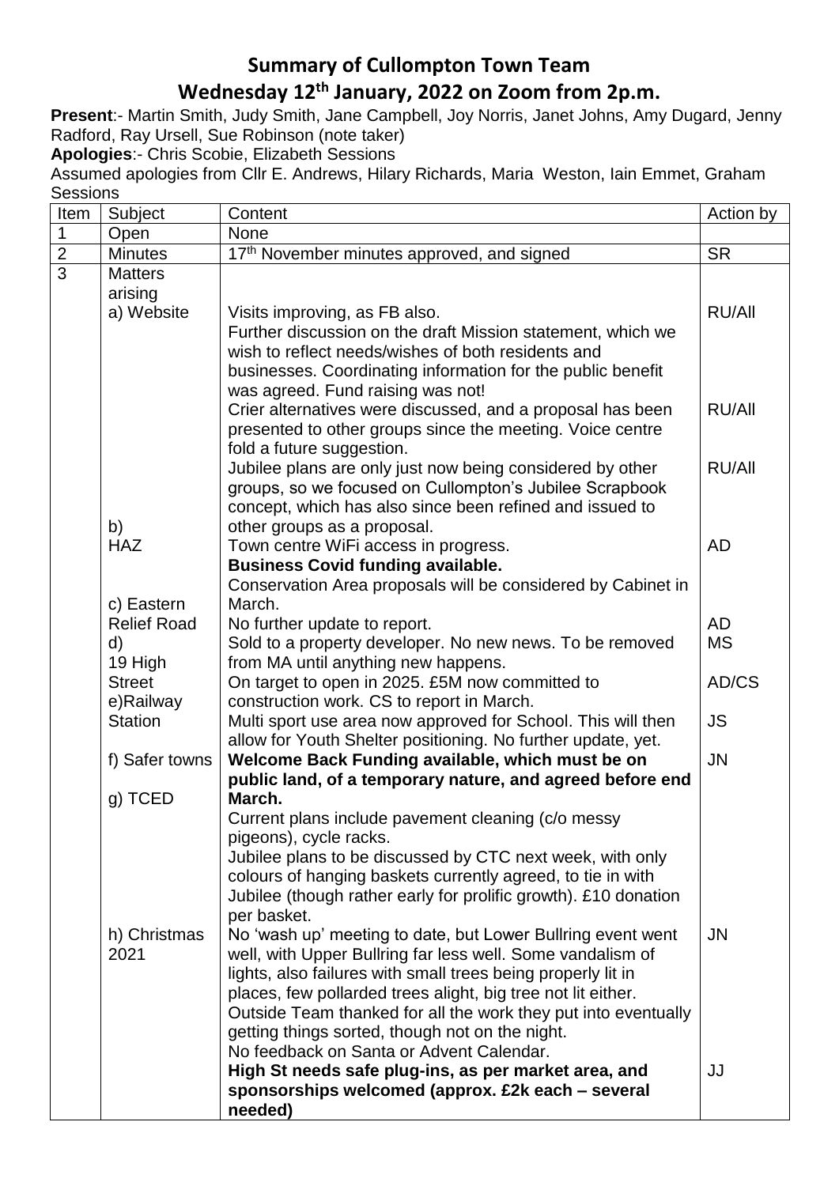# Summary of Cullompton Town Team

## Wednesday 12th January, 2022 on Zoom from 2p.m.

**Present**:- Martin Smith, Judy Smith, Jane Campbell, Joy Norris, Janet Johns, Amy Dugard, Jenny Radford, Ray Ursell, Sue Robinson (note taker)

**Apologies**:- Chris Scobie, Elizabeth Sessions

Assumed apologies from Cllr E. Andrews, Hilary Richards, Maria Weston, Iain Emmet, Graham Sessions

| Item | Subject | Content | Action by |
|---|---|---|---|
| 1 | Open | None | |
| 2 | Minutes | 17th November minutes approved, and signed | SR |
| 3 | Matters arising | | |
| | a) Website | Visits improving, as FB also. | RU/All |
| | | Further discussion on the draft Mission statement, which we wish to reflect needs/wishes of both residents and businesses. Coordinating information for the public benefit was agreed. Fund raising was not! | |
| | | Crier alternatives were discussed, and a proposal has been presented to other groups since the meeting. Voice centre fold a future suggestion. | RU/All |
| | | Jubilee plans are only just now being considered by other groups, so we focused on Cullompton's Jubilee Scrapbook concept, which has also since been refined and issued to other groups as a proposal. | RU/All |
| | b) HAZ | Town centre WiFi access in progress. | AD |
| | | **Business Covid funding available.** | |
| | | Conservation Area proposals will be considered by Cabinet in March. | |
| | c) Eastern Relief Road | No further update to report. | AD |
| | d) 19 High Street | Sold to a property developer. No new news. To be removed from MA until anything new happens. | MS |
| | e)Railway Station | On target to open in 2025. £5M now committed to construction work. CS to report in March. | AD/CS |
| | f) Safer towns | Multi sport use area now approved for School. This will then allow for Youth Shelter positioning. No further update, yet. | JS |
| | g) TCED | **Welcome Back Funding available, which must be on public land, of a temporary nature, and agreed before end March.** | JN |
| | | Current plans include pavement cleaning (c/o messy pigeons), cycle racks. | |
| | | Jubilee plans to be discussed by CTC next week, with only colours of hanging baskets currently agreed, to tie in with Jubilee (though rather early for prolific growth). £10 donation per basket. | |
| | h) Christmas 2021 | No 'wash up' meeting to date, but Lower Bullring event went well, with Upper Bullring far less well. Some vandalism of lights, also failures with small trees being properly lit in places, few pollarded trees alight, big tree not lit either. | JN |
| | | Outside Team thanked for all the work they put into eventually getting things sorted, though not on the night. | |
| | | No feedback on Santa or Advent Calendar. | |
| | | **High St needs safe plug-ins, as per market area, and sponsorships welcomed (approx. £2k each – several needed)** | JJ |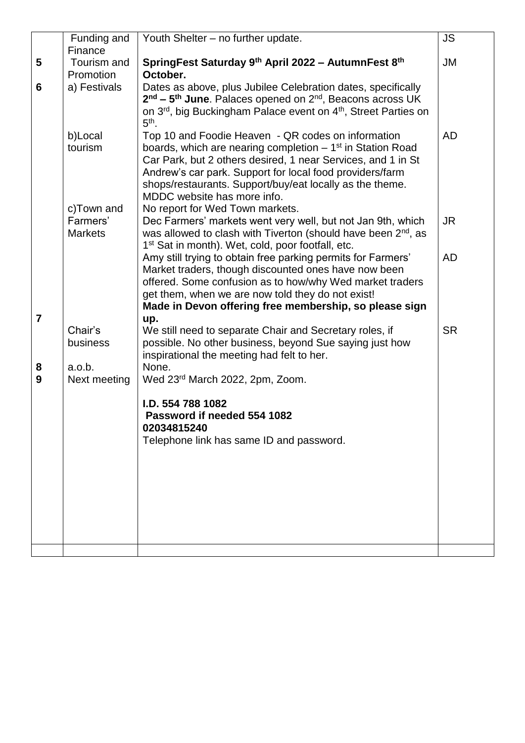|  | Funding and Finance | Youth Shelter – no further update. | JS |
|---|---|---|---|
| 5 | Tourism and Promotion | **SpringFest Saturday 9th April 2022 – AutumnFest 8th October.** | JM |
| 6 | a) Festivals | Dates as above, plus Jubilee Celebration dates, specifically **2nd – 5th June**. Palaces opened on 2nd, Beacons across UK on 3rd, big Buckingham Palace event on 4th, Street Parties on 5th. |  |
|  | b)Local tourism | Top 10 and Foodie Heaven - QR codes on information boards, which are nearing completion – 1st in Station Road Car Park, but 2 others desired, 1 near Services, and 1 in St Andrew's car park. Support for local food providers/farm shops/restaurants. Support/buy/eat locally as the theme. MDDC website has more info. | AD |
|  | c)Town and Farmers' Markets | No report for Wed Town markets.<br>Dec Farmers' markets went very well, but not Jan 9th, which was allowed to clash with Tiverton (should have been 2nd, as 1st Sat in month). Wet, cold, poor footfall, etc. | JR |
|  |  | Amy still trying to obtain free parking permits for Farmers' Market traders, though discounted ones have now been offered. Some confusion as to how/why Wed market traders get them, when we are now told they do not exist!<br>**Made in Devon offering free membership, so please sign up.** | AD |
| 7 | Chair's business | We still need to separate Chair and Secretary roles, if possible. No other business, beyond Sue saying just how inspirational the meeting had felt to her. | SR |
| 8 | a.o.b. | None. |  |
| 9 | Next meeting | Wed 23rd March 2022, 2pm, Zoom.<br><br>**I.D. 554 788 1082**<br>**Password if needed 554 1082**<br>**02034815240**<br>Telephone link has same ID and password. |  |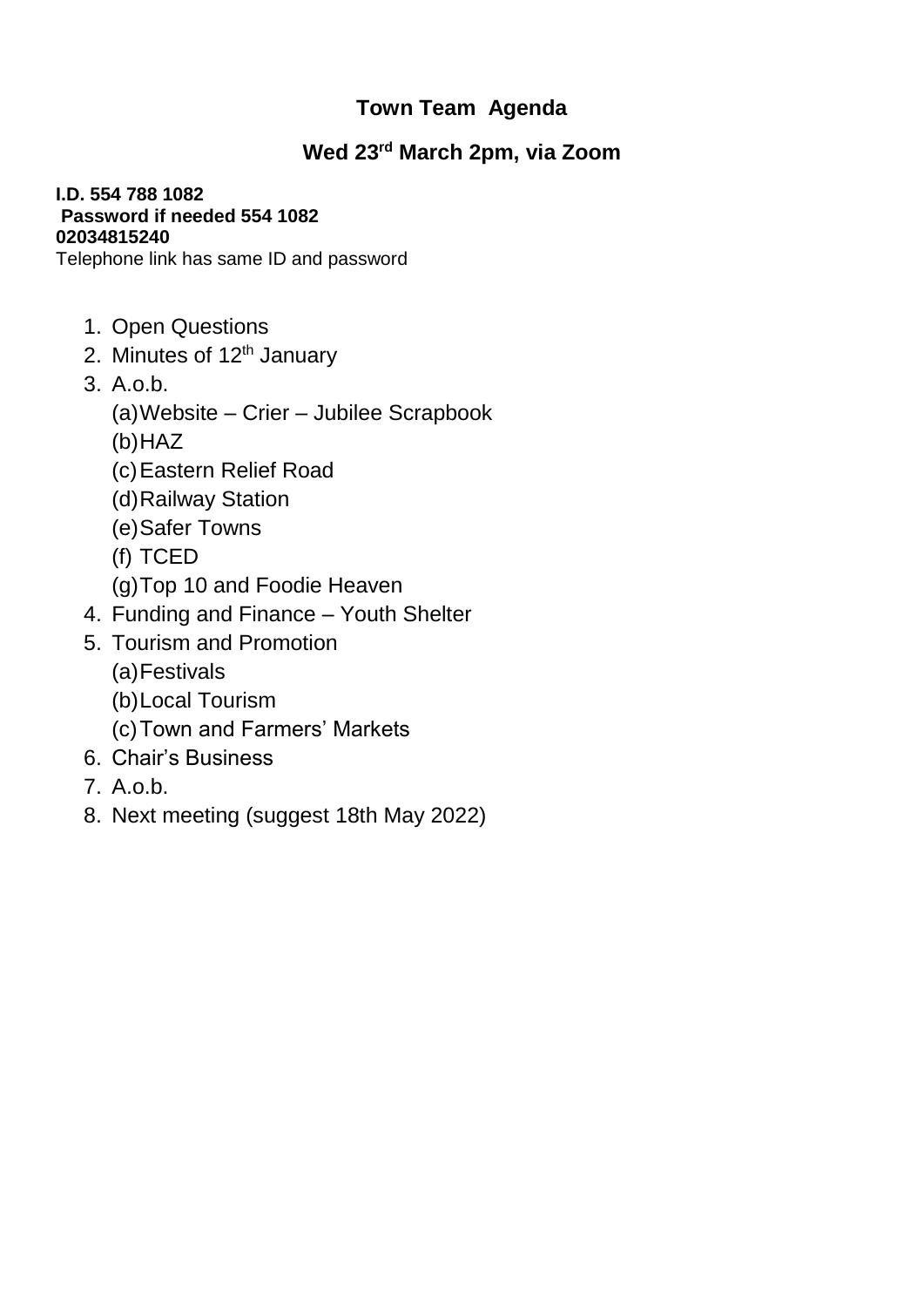## Town Team Agenda

## Wed 23rd March 2pm, via Zoom

**I.D. 554 788 1082**
**Password if needed 554 1082**
**02034815240**
Telephone link has same ID and password

1. Open Questions
2. Minutes of 12th January
3. A.o.b.
   (a) Website – Crier – Jubilee Scrapbook
   (b) HAZ
   (c) Eastern Relief Road
   (d) Railway Station
   (e) Safer Towns
   (f) TCED
   (g) Top 10 and Foodie Heaven
4. Funding and Finance – Youth Shelter
5. Tourism and Promotion
   (a) Festivals
   (b) Local Tourism
   (c) Town and Farmers' Markets
6. Chair's Business
7. A.o.b.
8. Next meeting (suggest 18th May 2022)